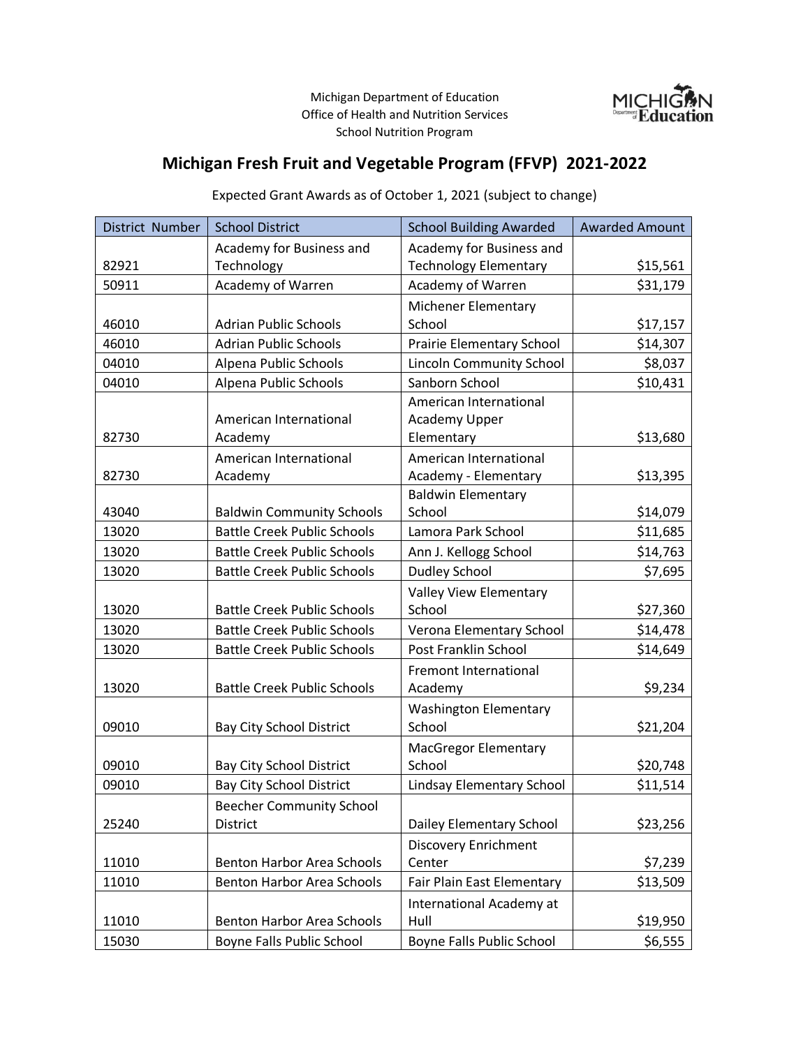Michigan Department of Education
Office of Health and Nutrition Services
School Nutrition Program

## Michigan Fresh Fruit and Vegetable Program (FFVP) 2021-2022

Expected Grant Awards as of October 1, 2021 (subject to change)

| District Number | School District | School Building Awarded | Awarded Amount |
|---|---|---|---|
| 82921 | Academy for Business and Technology | Academy for Business and Technology Elementary | $15,561 |
| 50911 | Academy of Warren | Academy of Warren | $31,179 |
| 46010 | Adrian Public Schools | Michener Elementary School | $17,157 |
| 46010 | Adrian Public Schools | Prairie Elementary School | $14,307 |
| 04010 | Alpena Public Schools | Lincoln Community School | $8,037 |
| 04010 | Alpena Public Schools | Sanborn School | $10,431 |
| 82730 | American International Academy | American International Academy Upper Elementary | $13,680 |
| 82730 | American International Academy | American International Academy - Elementary | $13,395 |
| 43040 | Baldwin Community Schools | Baldwin Elementary School | $14,079 |
| 13020 | Battle Creek Public Schools | Lamora Park School | $11,685 |
| 13020 | Battle Creek Public Schools | Ann J. Kellogg School | $14,763 |
| 13020 | Battle Creek Public Schools | Dudley School | $7,695 |
| 13020 | Battle Creek Public Schools | Valley View Elementary School | $27,360 |
| 13020 | Battle Creek Public Schools | Verona Elementary School | $14,478 |
| 13020 | Battle Creek Public Schools | Post Franklin School | $14,649 |
| 13020 | Battle Creek Public Schools | Fremont International Academy | $9,234 |
| 09010 | Bay City School District | Washington Elementary School | $21,204 |
| 09010 | Bay City School District | MacGregor Elementary School | $20,748 |
| 09010 | Bay City School District | Lindsay Elementary School | $11,514 |
| 25240 | Beecher Community School District | Dailey Elementary School | $23,256 |
| 11010 | Benton Harbor Area Schools | Discovery Enrichment Center | $7,239 |
| 11010 | Benton Harbor Area Schools | Fair Plain East Elementary | $13,509 |
| 11010 | Benton Harbor Area Schools | International Academy at Hull | $19,950 |
| 15030 | Boyne Falls Public School | Boyne Falls Public School | $6,555 |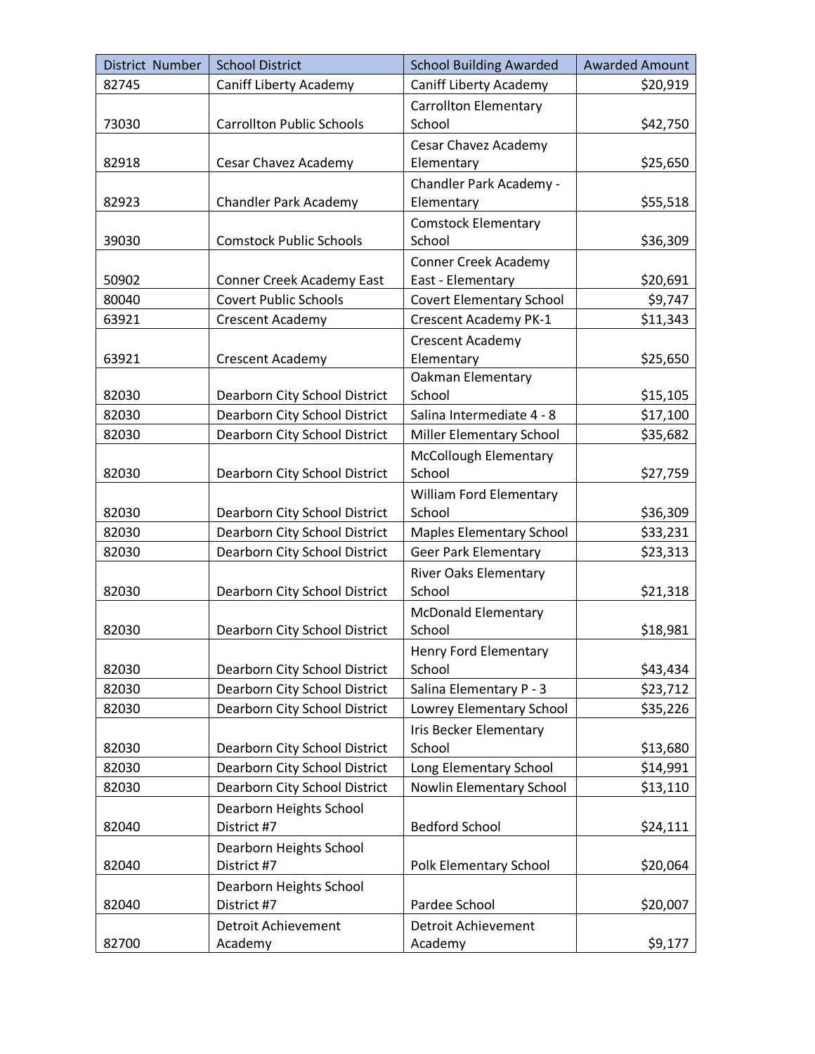| District Number | School District | School Building Awarded | Awarded Amount |
| --- | --- | --- | --- |
| 82745 | Caniff Liberty Academy | Caniff Liberty Academy | $20,919 |
| 73030 | Carrollton Public Schools | Carrollton Elementary School | $42,750 |
| 82918 | Cesar Chavez Academy | Cesar Chavez Academy Elementary | $25,650 |
| 82923 | Chandler Park Academy | Chandler Park Academy - Elementary | $55,518 |
| 39030 | Comstock Public Schools | Comstock Elementary School | $36,309 |
| 50902 | Conner Creek Academy East | Conner Creek Academy East - Elementary | $20,691 |
| 80040 | Covert Public Schools | Covert Elementary School | $9,747 |
| 63921 | Crescent Academy | Crescent Academy PK-1 | $11,343 |
| 63921 | Crescent Academy | Crescent Academy Elementary | $25,650 |
| 82030 | Dearborn City School District | Oakman Elementary School | $15,105 |
| 82030 | Dearborn City School District | Salina Intermediate 4 - 8 | $17,100 |
| 82030 | Dearborn City School District | Miller Elementary School | $35,682 |
| 82030 | Dearborn City School District | McCollough Elementary School | $27,759 |
| 82030 | Dearborn City School District | William Ford Elementary School | $36,309 |
| 82030 | Dearborn City School District | Maples Elementary School | $33,231 |
| 82030 | Dearborn City School District | Geer Park Elementary | $23,313 |
| 82030 | Dearborn City School District | River Oaks Elementary School | $21,318 |
| 82030 | Dearborn City School District | McDonald Elementary School | $18,981 |
| 82030 | Dearborn City School District | Henry Ford Elementary School | $43,434 |
| 82030 | Dearborn City School District | Salina Elementary P - 3 | $23,712 |
| 82030 | Dearborn City School District | Lowrey Elementary School | $35,226 |
| 82030 | Dearborn City School District | Iris Becker Elementary School | $13,680 |
| 82030 | Dearborn City School District | Long Elementary School | $14,991 |
| 82030 | Dearborn City School District | Nowlin Elementary School | $13,110 |
| 82040 | Dearborn Heights School District #7 | Bedford School | $24,111 |
| 82040 | Dearborn Heights School District #7 | Polk Elementary School | $20,064 |
| 82040 | Dearborn Heights School District #7 | Pardee School | $20,007 |
| 82700 | Detroit Achievement Academy | Detroit Achievement Academy | $9,177 |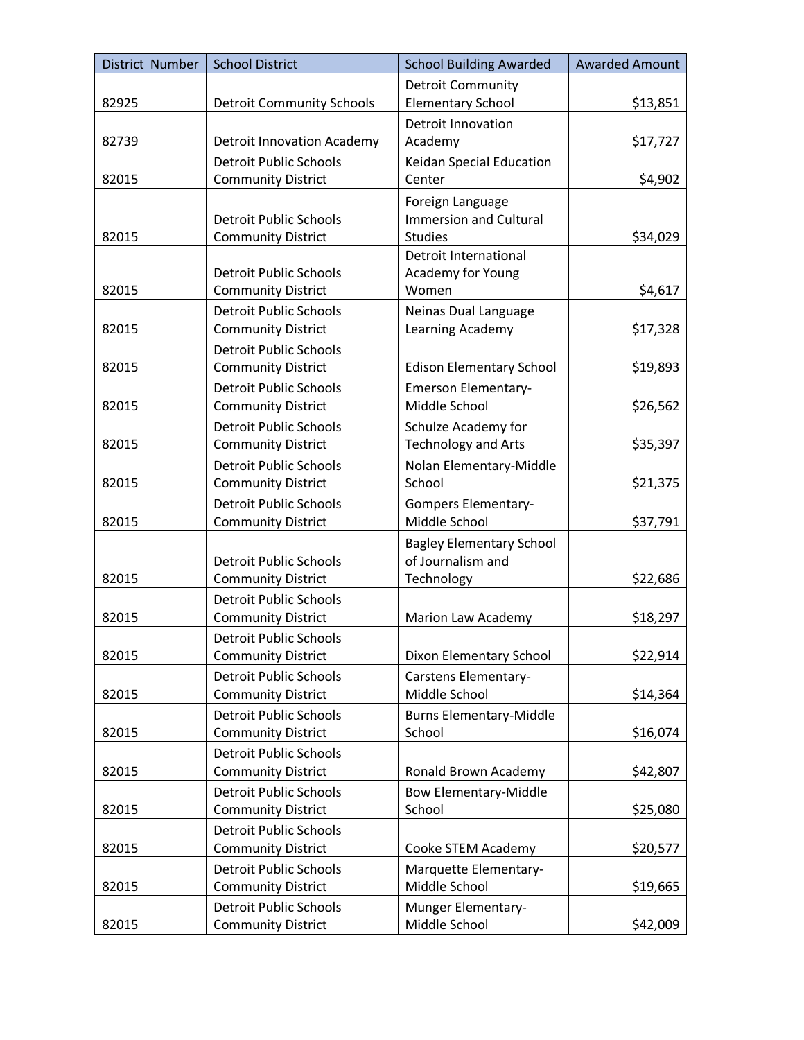| District Number | School District | School Building Awarded | Awarded Amount |
|---|---|---|---|
| 82925 | Detroit Community Schools | Detroit Community Elementary School | $13,851 |
| 82739 | Detroit Innovation Academy | Detroit Innovation Academy | $17,727 |
| 82015 | Detroit Public Schools Community District | Keidan Special Education Center | $4,902 |
| 82015 | Detroit Public Schools Community District | Foreign Language Immersion and Cultural Studies | $34,029 |
| 82015 | Detroit Public Schools Community District | Detroit International Academy for Young Women | $4,617 |
| 82015 | Detroit Public Schools Community District | Neinas Dual Language Learning Academy | $17,328 |
| 82015 | Detroit Public Schools Community District | Edison Elementary School | $19,893 |
| 82015 | Detroit Public Schools Community District | Emerson Elementary-Middle School | $26,562 |
| 82015 | Detroit Public Schools Community District | Schulze Academy for Technology and Arts | $35,397 |
| 82015 | Detroit Public Schools Community District | Nolan Elementary-Middle School | $21,375 |
| 82015 | Detroit Public Schools Community District | Gompers Elementary-Middle School | $37,791 |
| 82015 | Detroit Public Schools Community District | Bagley Elementary School of Journalism and Technology | $22,686 |
| 82015 | Detroit Public Schools Community District | Marion Law Academy | $18,297 |
| 82015 | Detroit Public Schools Community District | Dixon Elementary School | $22,914 |
| 82015 | Detroit Public Schools Community District | Carstens Elementary-Middle School | $14,364 |
| 82015 | Detroit Public Schools Community District | Burns Elementary-Middle School | $16,074 |
| 82015 | Detroit Public Schools Community District | Ronald Brown Academy | $42,807 |
| 82015 | Detroit Public Schools Community District | Bow Elementary-Middle School | $25,080 |
| 82015 | Detroit Public Schools Community District | Cooke STEM Academy | $20,577 |
| 82015 | Detroit Public Schools Community District | Marquette Elementary-Middle School | $19,665 |
| 82015 | Detroit Public Schools Community District | Munger Elementary-Middle School | $42,009 |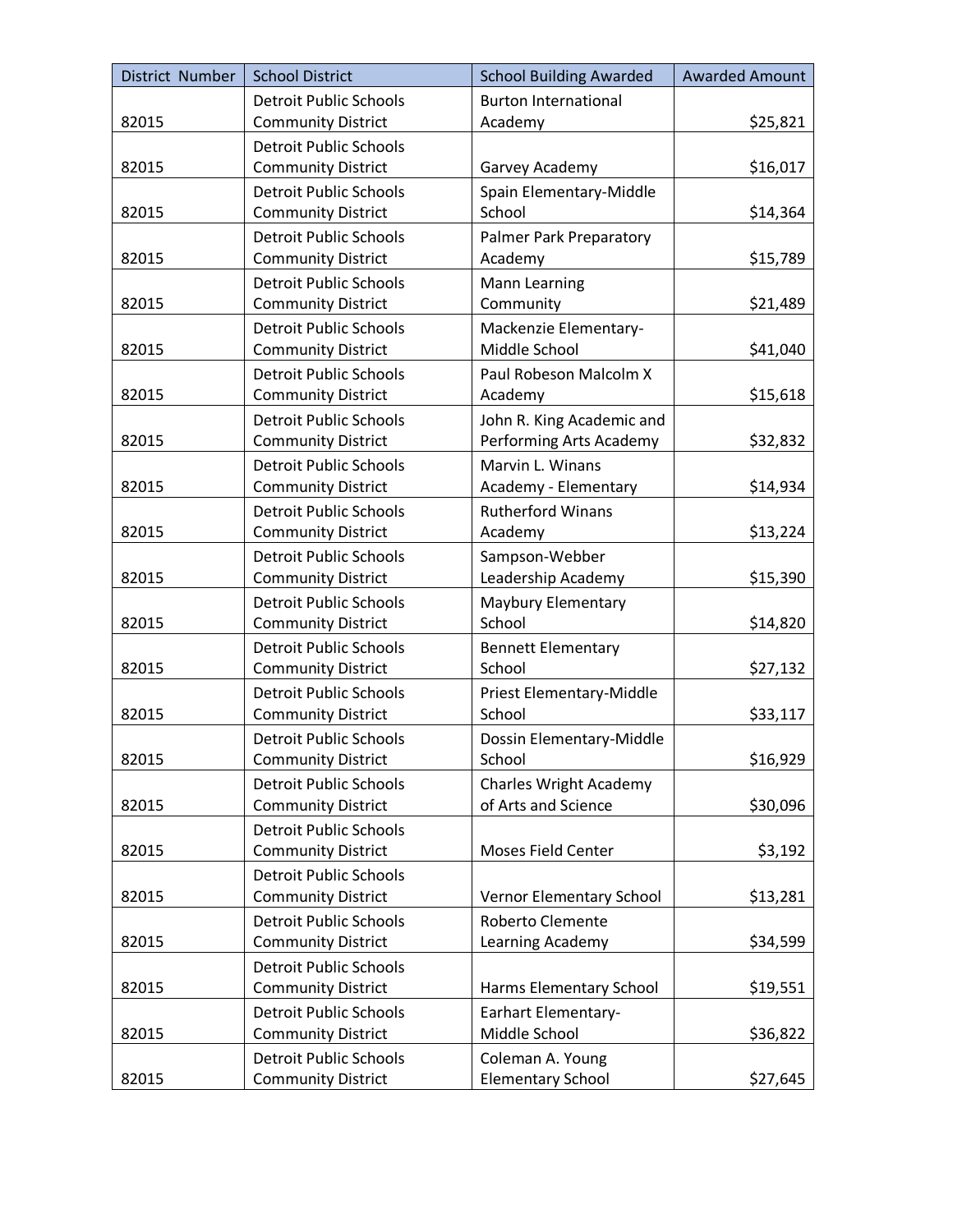| District Number | School District | School Building Awarded | Awarded Amount |
|---|---|---|---|
| 82015 | Detroit Public Schools Community District | Burton International Academy | $25,821 |
| 82015 | Detroit Public Schools Community District | Garvey Academy | $16,017 |
| 82015 | Detroit Public Schools Community District | Spain Elementary-Middle School | $14,364 |
| 82015 | Detroit Public Schools Community District | Palmer Park Preparatory Academy | $15,789 |
| 82015 | Detroit Public Schools Community District | Mann Learning Community | $21,489 |
| 82015 | Detroit Public Schools Community District | Mackenzie Elementary-Middle School | $41,040 |
| 82015 | Detroit Public Schools Community District | Paul Robeson Malcolm X Academy | $15,618 |
| 82015 | Detroit Public Schools Community District | John R. King Academic and Performing Arts Academy | $32,832 |
| 82015 | Detroit Public Schools Community District | Marvin L. Winans Academy - Elementary | $14,934 |
| 82015 | Detroit Public Schools Community District | Rutherford Winans Academy | $13,224 |
| 82015 | Detroit Public Schools Community District | Sampson-Webber Leadership Academy | $15,390 |
| 82015 | Detroit Public Schools Community District | Maybury Elementary School | $14,820 |
| 82015 | Detroit Public Schools Community District | Bennett Elementary School | $27,132 |
| 82015 | Detroit Public Schools Community District | Priest Elementary-Middle School | $33,117 |
| 82015 | Detroit Public Schools Community District | Dossin Elementary-Middle School | $16,929 |
| 82015 | Detroit Public Schools Community District | Charles Wright Academy of Arts and Science | $30,096 |
| 82015 | Detroit Public Schools Community District | Moses Field Center | $3,192 |
| 82015 | Detroit Public Schools Community District | Vernor Elementary School | $13,281 |
| 82015 | Detroit Public Schools Community District | Roberto Clemente Learning Academy | $34,599 |
| 82015 | Detroit Public Schools Community District | Harms Elementary School | $19,551 |
| 82015 | Detroit Public Schools Community District | Earhart Elementary-Middle School | $36,822 |
| 82015 | Detroit Public Schools Community District | Coleman A. Young Elementary School | $27,645 |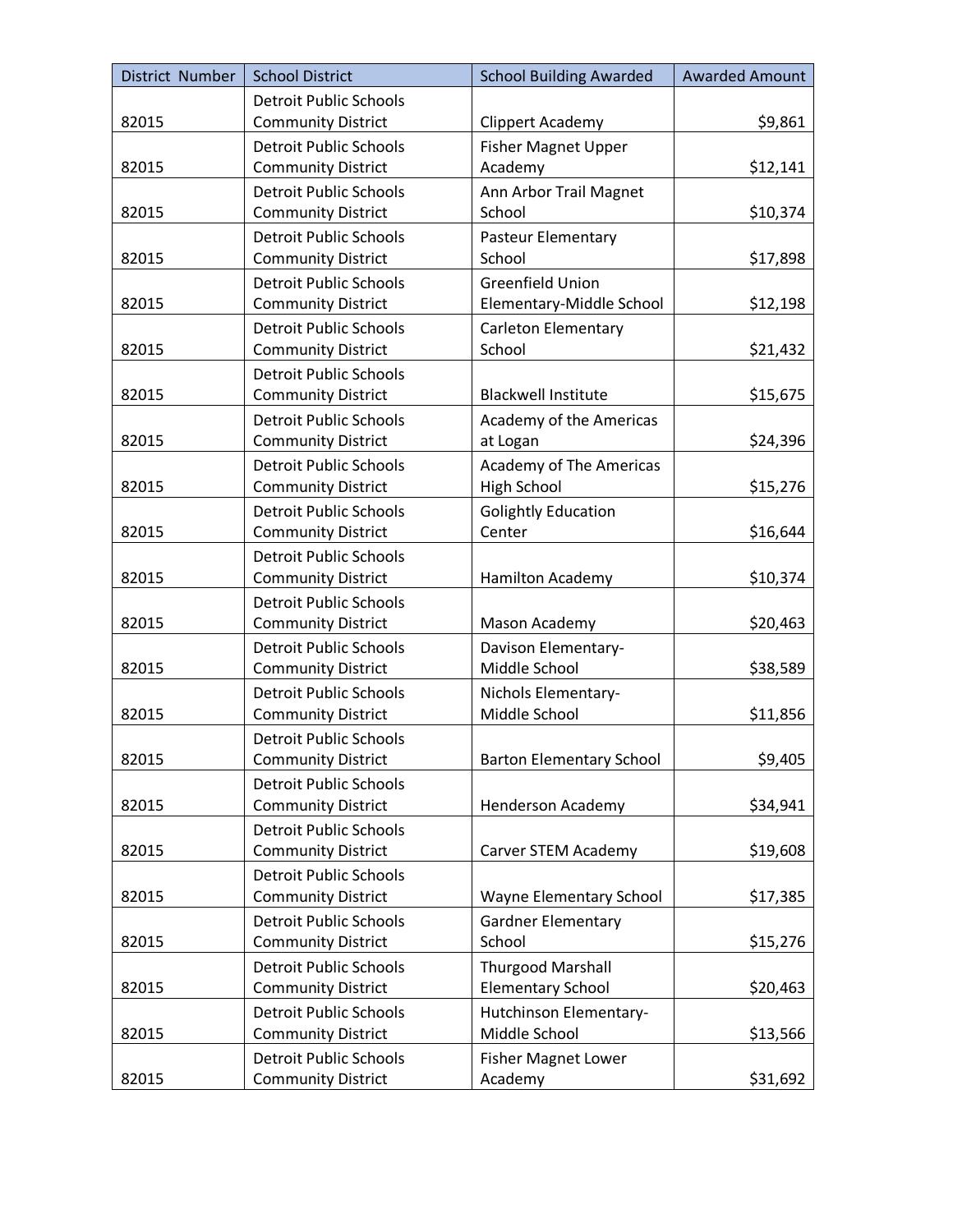| District Number | School District | School Building Awarded | Awarded Amount |
| --- | --- | --- | --- |
| 82015 | Detroit Public Schools Community District | Clippert Academy | $9,861 |
| 82015 | Detroit Public Schools Community District | Fisher Magnet Upper Academy | $12,141 |
| 82015 | Detroit Public Schools Community District | Ann Arbor Trail Magnet School | $10,374 |
| 82015 | Detroit Public Schools Community District | Pasteur Elementary School | $17,898 |
| 82015 | Detroit Public Schools Community District | Greenfield Union Elementary-Middle School | $12,198 |
| 82015 | Detroit Public Schools Community District | Carleton Elementary School | $21,432 |
| 82015 | Detroit Public Schools Community District | Blackwell Institute | $15,675 |
| 82015 | Detroit Public Schools Community District | Academy of the Americas at Logan | $24,396 |
| 82015 | Detroit Public Schools Community District | Academy of The Americas High School | $15,276 |
| 82015 | Detroit Public Schools Community District | Golightly Education Center | $16,644 |
| 82015 | Detroit Public Schools Community District | Hamilton Academy | $10,374 |
| 82015 | Detroit Public Schools Community District | Mason Academy | $20,463 |
| 82015 | Detroit Public Schools Community District | Davison Elementary-Middle School | $38,589 |
| 82015 | Detroit Public Schools Community District | Nichols Elementary-Middle School | $11,856 |
| 82015 | Detroit Public Schools Community District | Barton Elementary School | $9,405 |
| 82015 | Detroit Public Schools Community District | Henderson Academy | $34,941 |
| 82015 | Detroit Public Schools Community District | Carver STEM Academy | $19,608 |
| 82015 | Detroit Public Schools Community District | Wayne Elementary School | $17,385 |
| 82015 | Detroit Public Schools Community District | Gardner Elementary School | $15,276 |
| 82015 | Detroit Public Schools Community District | Thurgood Marshall Elementary School | $20,463 |
| 82015 | Detroit Public Schools Community District | Hutchinson Elementary-Middle School | $13,566 |
| 82015 | Detroit Public Schools Community District | Fisher Magnet Lower Academy | $31,692 |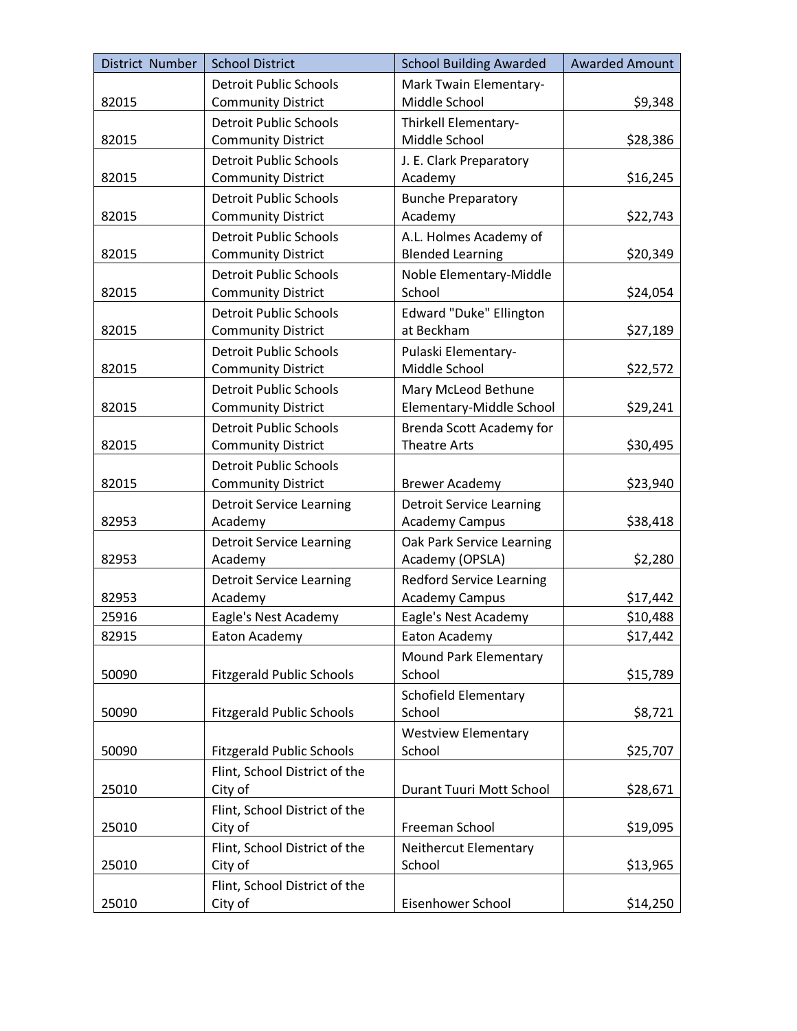| District Number | School District | School Building Awarded | Awarded Amount |
|---|---|---|---|
| 82015 | Detroit Public Schools Community District | Mark Twain Elementary-Middle School | $9,348 |
| 82015 | Detroit Public Schools Community District | Thirkell Elementary-Middle School | $28,386 |
| 82015 | Detroit Public Schools Community District | J. E. Clark Preparatory Academy | $16,245 |
| 82015 | Detroit Public Schools Community District | Bunche Preparatory Academy | $22,743 |
| 82015 | Detroit Public Schools Community District | A.L. Holmes Academy of Blended Learning | $20,349 |
| 82015 | Detroit Public Schools Community District | Noble Elementary-Middle School | $24,054 |
| 82015 | Detroit Public Schools Community District | Edward "Duke" Ellington at Beckham | $27,189 |
| 82015 | Detroit Public Schools Community District | Pulaski Elementary-Middle School | $22,572 |
| 82015 | Detroit Public Schools Community District | Mary McLeod Bethune Elementary-Middle School | $29,241 |
| 82015 | Detroit Public Schools Community District | Brenda Scott Academy for Theatre Arts | $30,495 |
| 82015 | Detroit Public Schools Community District | Brewer Academy | $23,940 |
| 82953 | Detroit Service Learning Academy | Detroit Service Learning Academy Campus | $38,418 |
| 82953 | Detroit Service Learning Academy | Oak Park Service Learning Academy (OPSLA) | $2,280 |
| 82953 | Detroit Service Learning Academy | Redford Service Learning Academy Campus | $17,442 |
| 25916 | Eagle's Nest Academy | Eagle's Nest Academy | $10,488 |
| 82915 | Eaton Academy | Eaton Academy | $17,442 |
| 50090 | Fitzgerald Public Schools | Mound Park Elementary School | $15,789 |
| 50090 | Fitzgerald Public Schools | Schofield Elementary School | $8,721 |
| 50090 | Fitzgerald Public Schools | Westview Elementary School | $25,707 |
| 25010 | Flint, School District of the City of | Durant Tuuri Mott School | $28,671 |
| 25010 | Flint, School District of the City of | Freeman School | $19,095 |
| 25010 | Flint, School District of the City of | Neithercut Elementary School | $13,965 |
| 25010 | Flint, School District of the City of | Eisenhower School | $14,250 |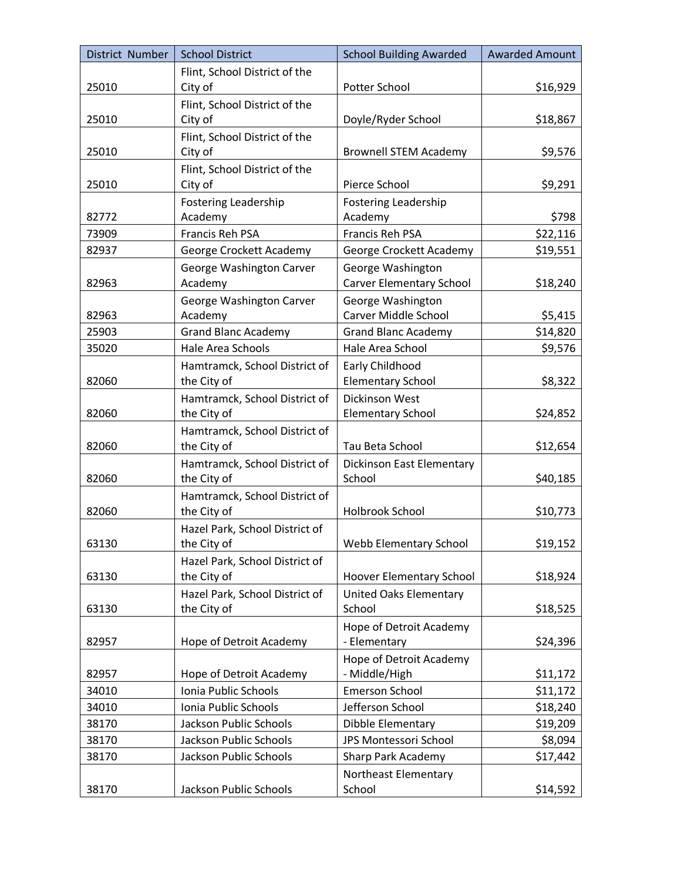| District Number | School District | School Building Awarded | Awarded Amount |
| --- | --- | --- | --- |
| 25010 | Flint, School District of the City of | Potter School | $16,929 |
| 25010 | Flint, School District of the City of | Doyle/Ryder School | $18,867 |
| 25010 | Flint, School District of the City of | Brownell STEM Academy | $9,576 |
| 25010 | Flint, School District of the City of | Pierce School | $9,291 |
| 82772 | Fostering Leadership Academy | Fostering Leadership Academy | $798 |
| 73909 | Francis Reh PSA | Francis Reh PSA | $22,116 |
| 82937 | George Crockett Academy | George Crockett Academy | $19,551 |
| 82963 | George Washington Carver Academy | George Washington Carver Elementary School | $18,240 |
| 82963 | George Washington Carver Academy | George Washington Carver Middle School | $5,415 |
| 25903 | Grand Blanc Academy | Grand Blanc Academy | $14,820 |
| 35020 | Hale Area Schools | Hale Area School | $9,576 |
| 82060 | Hamtramck, School District of the City of | Early Childhood Elementary School | $8,322 |
| 82060 | Hamtramck, School District of the City of | Dickinson West Elementary School | $24,852 |
| 82060 | Hamtramck, School District of the City of | Tau Beta School | $12,654 |
| 82060 | Hamtramck, School District of the City of | Dickinson East Elementary School | $40,185 |
| 82060 | Hamtramck, School District of the City of | Holbrook School | $10,773 |
| 63130 | Hazel Park, School District of the City of | Webb Elementary School | $19,152 |
| 63130 | Hazel Park, School District of the City of | Hoover Elementary School | $18,924 |
| 63130 | Hazel Park, School District of the City of | United Oaks Elementary School | $18,525 |
| 82957 | Hope of Detroit Academy | Hope of Detroit Academy - Elementary | $24,396 |
| 82957 | Hope of Detroit Academy | Hope of Detroit Academy - Middle/High | $11,172 |
| 34010 | Ionia Public Schools | Emerson School | $11,172 |
| 34010 | Ionia Public Schools | Jefferson School | $18,240 |
| 38170 | Jackson Public Schools | Dibble Elementary | $19,209 |
| 38170 | Jackson Public Schools | JPS Montessori School | $8,094 |
| 38170 | Jackson Public Schools | Sharp Park Academy | $17,442 |
| 38170 | Jackson Public Schools | Northeast Elementary School | $14,592 |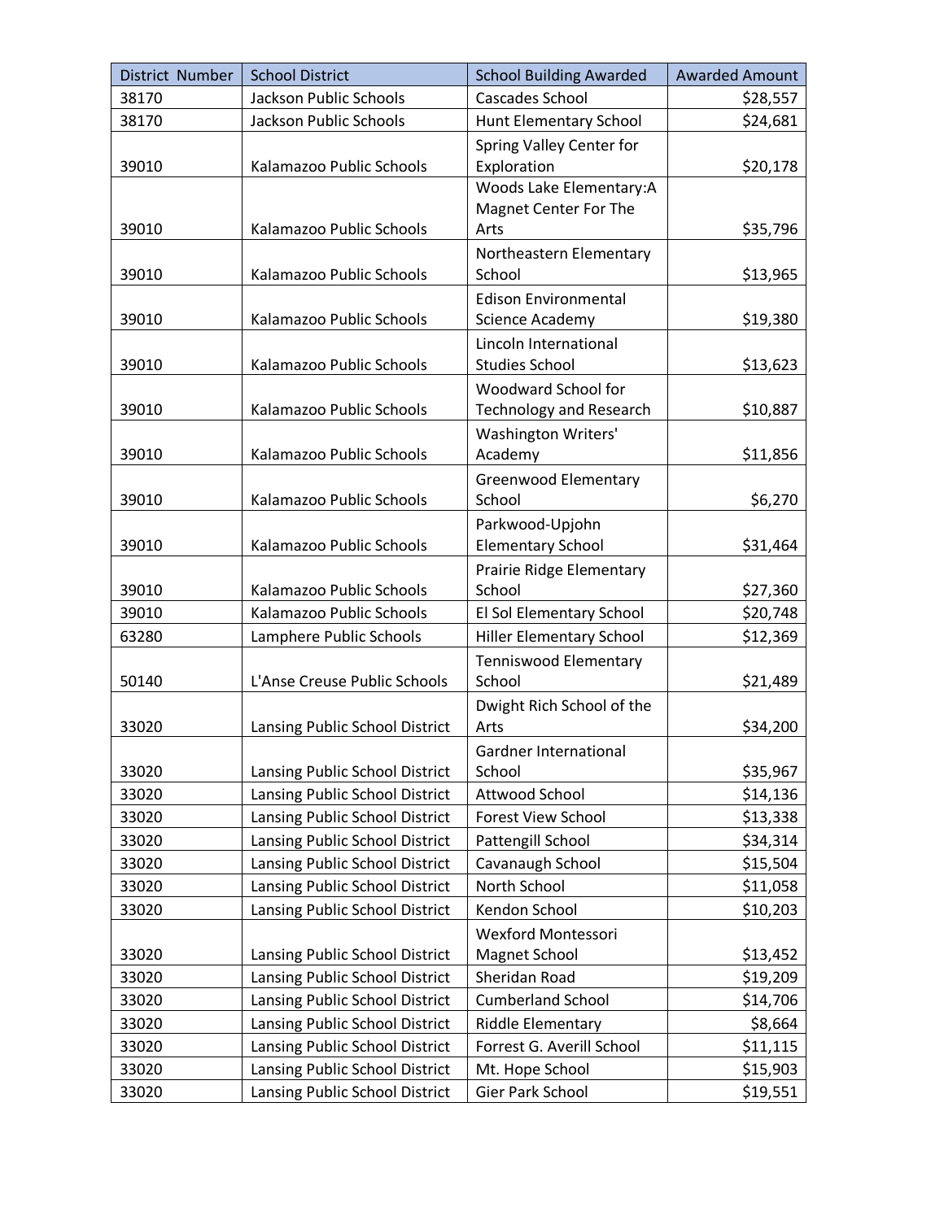| District Number | School District | School Building Awarded | Awarded Amount |
| --- | --- | --- | --- |
| 38170 | Jackson Public Schools | Cascades School | $28,557 |
| 38170 | Jackson Public Schools | Hunt Elementary School | $24,681 |
| 39010 | Kalamazoo Public Schools | Spring Valley Center for Exploration | $20,178 |
| 39010 | Kalamazoo Public Schools | Woods Lake Elementary:A Magnet Center For The Arts | $35,796 |
| 39010 | Kalamazoo Public Schools | Northeastern Elementary School | $13,965 |
| 39010 | Kalamazoo Public Schools | Edison Environmental Science Academy | $19,380 |
| 39010 | Kalamazoo Public Schools | Lincoln International Studies School | $13,623 |
| 39010 | Kalamazoo Public Schools | Woodward School for Technology and Research | $10,887 |
| 39010 | Kalamazoo Public Schools | Washington Writers' Academy | $11,856 |
| 39010 | Kalamazoo Public Schools | Greenwood Elementary School | $6,270 |
| 39010 | Kalamazoo Public Schools | Parkwood-Upjohn Elementary School | $31,464 |
| 39010 | Kalamazoo Public Schools | Prairie Ridge Elementary School | $27,360 |
| 39010 | Kalamazoo Public Schools | El Sol Elementary School | $20,748 |
| 63280 | Lamphere Public Schools | Hiller Elementary School | $12,369 |
| 50140 | L'Anse Creuse Public Schools | Tenniswood Elementary School | $21,489 |
| 33020 | Lansing Public School District | Dwight Rich School of the Arts | $34,200 |
| 33020 | Lansing Public School District | Gardner International School | $35,967 |
| 33020 | Lansing Public School District | Attwood School | $14,136 |
| 33020 | Lansing Public School District | Forest View School | $13,338 |
| 33020 | Lansing Public School District | Pattengill School | $34,314 |
| 33020 | Lansing Public School District | Cavanaugh School | $15,504 |
| 33020 | Lansing Public School District | North School | $11,058 |
| 33020 | Lansing Public School District | Kendon School | $10,203 |
| 33020 | Lansing Public School District | Wexford Montessori Magnet School | $13,452 |
| 33020 | Lansing Public School District | Sheridan Road | $19,209 |
| 33020 | Lansing Public School District | Cumberland School | $14,706 |
| 33020 | Lansing Public School District | Riddle Elementary | $8,664 |
| 33020 | Lansing Public School District | Forrest G. Averill School | $11,115 |
| 33020 | Lansing Public School District | Mt. Hope School | $15,903 |
| 33020 | Lansing Public School District | Gier Park School | $19,551 |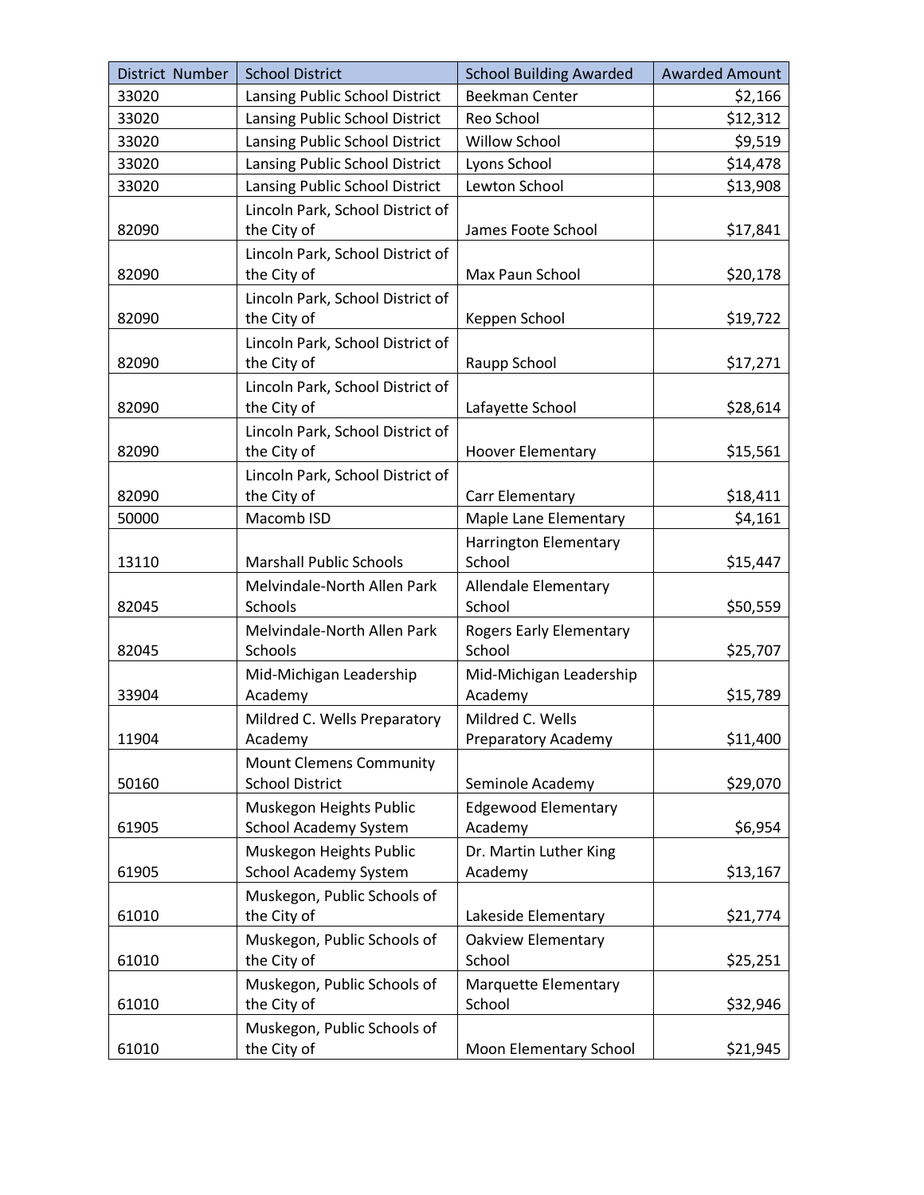| District Number | School District | School Building Awarded | Awarded Amount |
| --- | --- | --- | --- |
| 33020 | Lansing Public School District | Beekman Center | $2,166 |
| 33020 | Lansing Public School District | Reo School | $12,312 |
| 33020 | Lansing Public School District | Willow School | $9,519 |
| 33020 | Lansing Public School District | Lyons School | $14,478 |
| 33020 | Lansing Public School District | Lewton School | $13,908 |
| 82090 | Lincoln Park, School District of the City of | James Foote School | $17,841 |
| 82090 | Lincoln Park, School District of the City of | Max Paun School | $20,178 |
| 82090 | Lincoln Park, School District of the City of | Keppen School | $19,722 |
| 82090 | Lincoln Park, School District of the City of | Raupp School | $17,271 |
| 82090 | Lincoln Park, School District of the City of | Lafayette School | $28,614 |
| 82090 | Lincoln Park, School District of the City of | Hoover Elementary | $15,561 |
| 82090 | Lincoln Park, School District of the City of | Carr Elementary | $18,411 |
| 50000 | Macomb ISD | Maple Lane Elementary | $4,161 |
| 13110 | Marshall Public Schools | Harrington Elementary School | $15,447 |
| 82045 | Melvindale-North Allen Park Schools | Allendale Elementary School | $50,559 |
| 82045 | Melvindale-North Allen Park Schools | Rogers Early Elementary School | $25,707 |
| 33904 | Mid-Michigan Leadership Academy | Mid-Michigan Leadership Academy | $15,789 |
| 11904 | Mildred C. Wells Preparatory Academy | Mildred C. Wells Preparatory Academy | $11,400 |
| 50160 | Mount Clemens Community School District | Seminole Academy | $29,070 |
| 61905 | Muskegon Heights Public School Academy System | Edgewood Elementary Academy | $6,954 |
| 61905 | Muskegon Heights Public School Academy System | Dr. Martin Luther King Academy | $13,167 |
| 61010 | Muskegon, Public Schools of the City of | Lakeside Elementary | $21,774 |
| 61010 | Muskegon, Public Schools of the City of | Oakview Elementary School | $25,251 |
| 61010 | Muskegon, Public Schools of the City of | Marquette Elementary School | $32,946 |
| 61010 | Muskegon, Public Schools of the City of | Moon Elementary School | $21,945 |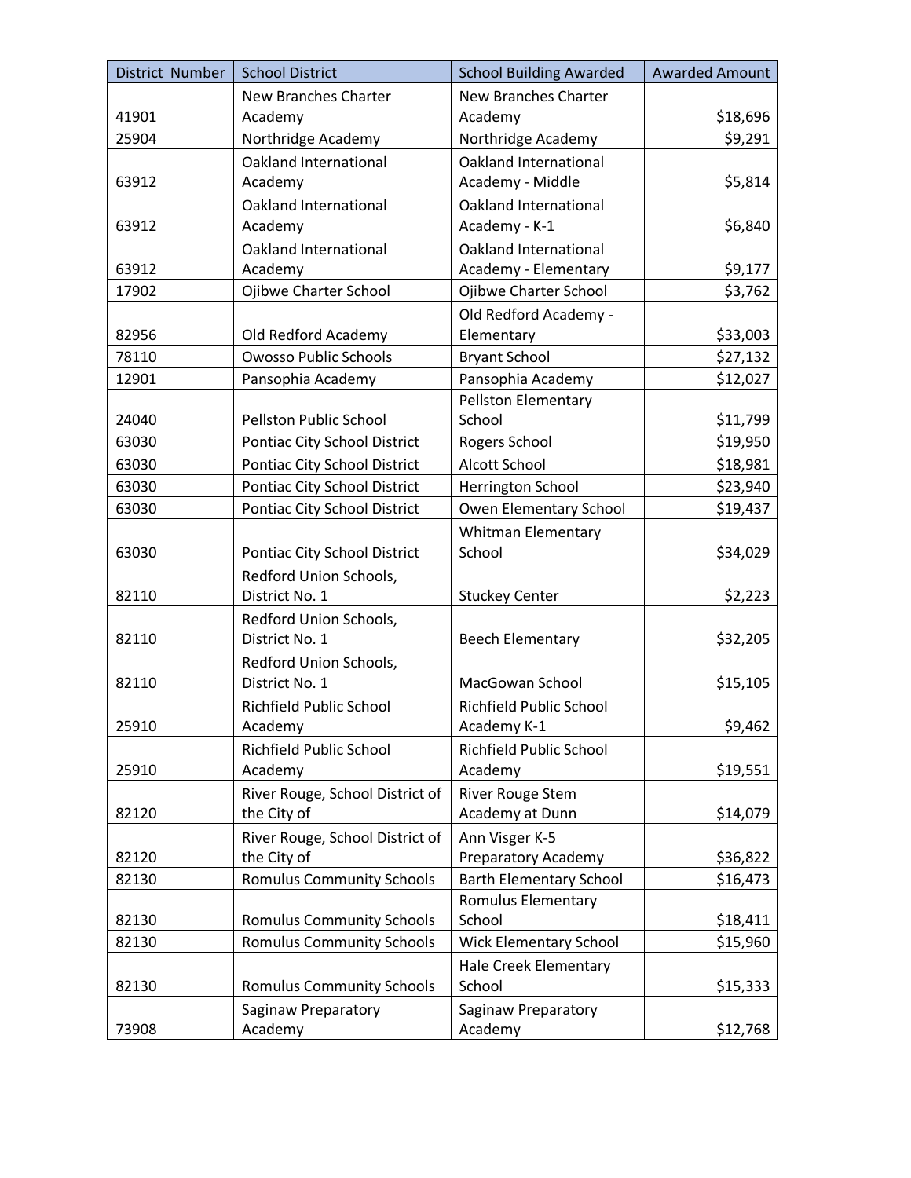| District Number | School District | School Building Awarded | Awarded Amount |
| --- | --- | --- | --- |
| 41901 | New Branches Charter Academy | New Branches Charter Academy | $18,696 |
| 25904 | Northridge Academy | Northridge Academy | $9,291 |
| 63912 | Oakland International Academy | Oakland International Academy - Middle | $5,814 |
| 63912 | Oakland International Academy | Oakland International Academy - K-1 | $6,840 |
| 63912 | Oakland International Academy | Oakland International Academy - Elementary | $9,177 |
| 17902 | Ojibwe Charter School | Ojibwe Charter School | $3,762 |
| 82956 | Old Redford Academy | Old Redford Academy - Elementary | $33,003 |
| 78110 | Owosso Public Schools | Bryant School | $27,132 |
| 12901 | Pansophia Academy | Pansophia Academy | $12,027 |
| 24040 | Pellston Public School | Pellston Elementary School | $11,799 |
| 63030 | Pontiac City School District | Rogers School | $19,950 |
| 63030 | Pontiac City School District | Alcott School | $18,981 |
| 63030 | Pontiac City School District | Herrington School | $23,940 |
| 63030 | Pontiac City School District | Owen Elementary School | $19,437 |
| 63030 | Pontiac City School District | Whitman Elementary School | $34,029 |
| 82110 | Redford Union Schools, District No. 1 | Stuckey Center | $2,223 |
| 82110 | Redford Union Schools, District No. 1 | Beech Elementary | $32,205 |
| 82110 | Redford Union Schools, District No. 1 | MacGowan School | $15,105 |
| 25910 | Richfield Public School Academy | Richfield Public School Academy K-1 | $9,462 |
| 25910 | Richfield Public School Academy | Richfield Public School Academy | $19,551 |
| 82120 | River Rouge, School District of the City of | River Rouge Stem Academy at Dunn | $14,079 |
| 82120 | River Rouge, School District of the City of | Ann Visger K-5 Preparatory Academy | $36,822 |
| 82130 | Romulus Community Schools | Barth Elementary School | $16,473 |
| 82130 | Romulus Community Schools | Romulus Elementary School | $18,411 |
| 82130 | Romulus Community Schools | Wick Elementary School | $15,960 |
| 82130 | Romulus Community Schools | Hale Creek Elementary School | $15,333 |
| 73908 | Saginaw Preparatory Academy | Saginaw Preparatory Academy | $12,768 |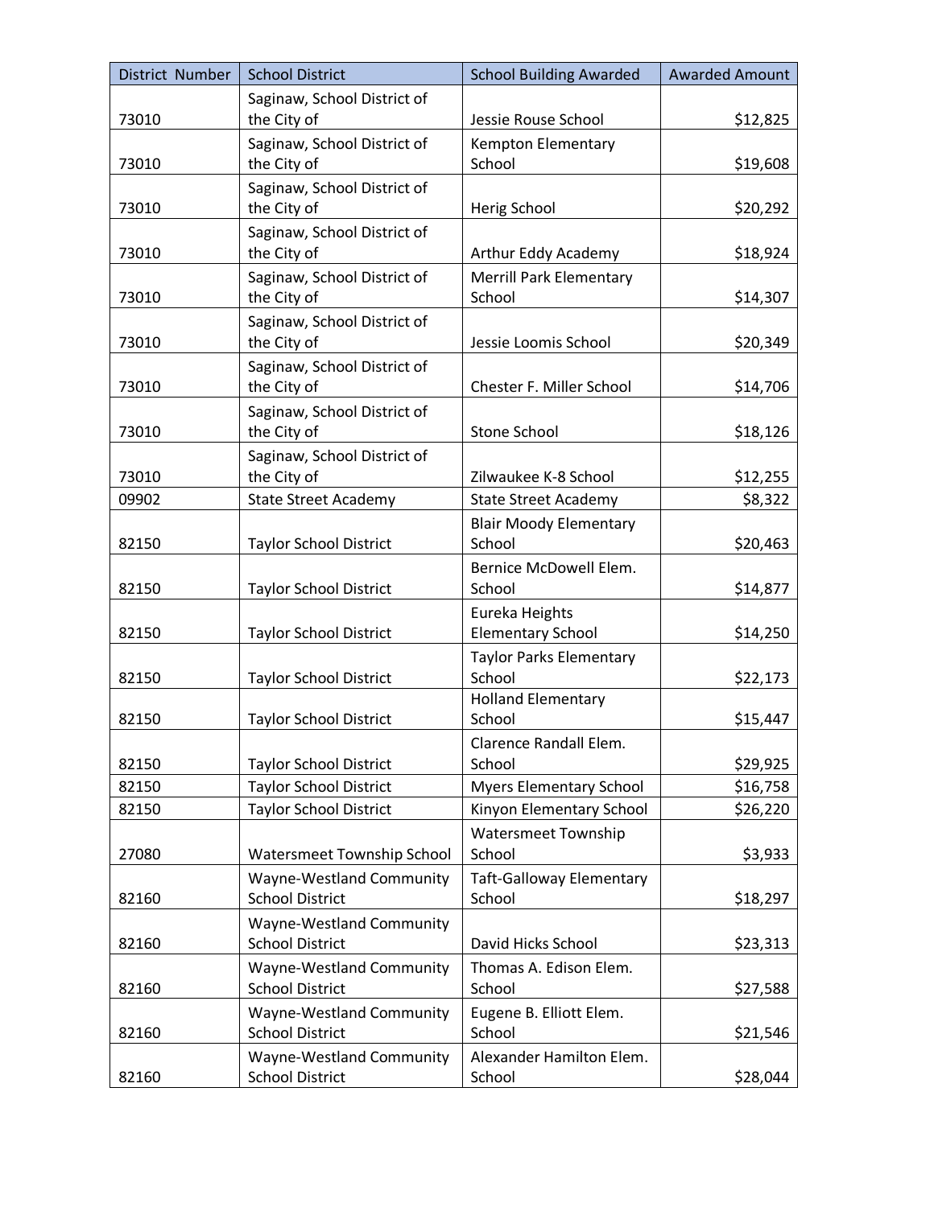| District Number | School District | School Building Awarded | Awarded Amount |
| --- | --- | --- | --- |
| 73010 | Saginaw, School District of the City of | Jessie Rouse School | $12,825 |
| 73010 | Saginaw, School District of the City of | Kempton Elementary School | $19,608 |
| 73010 | Saginaw, School District of the City of | Herig School | $20,292 |
| 73010 | Saginaw, School District of the City of | Arthur Eddy Academy | $18,924 |
| 73010 | Saginaw, School District of the City of | Merrill Park Elementary School | $14,307 |
| 73010 | Saginaw, School District of the City of | Jessie Loomis School | $20,349 |
| 73010 | Saginaw, School District of the City of | Chester F. Miller School | $14,706 |
| 73010 | Saginaw, School District of the City of | Stone School | $18,126 |
| 73010 | Saginaw, School District of the City of | Zilwaukee K-8 School | $12,255 |
| 09902 | State Street Academy | State Street Academy | $8,322 |
| 82150 | Taylor School District | Blair Moody Elementary School | $20,463 |
| 82150 | Taylor School District | Bernice McDowell Elem. School | $14,877 |
| 82150 | Taylor School District | Eureka Heights Elementary School | $14,250 |
| 82150 | Taylor School District | Taylor Parks Elementary School | $22,173 |
| 82150 | Taylor School District | Holland Elementary School | $15,447 |
| 82150 | Taylor School District | Clarence Randall Elem. School | $29,925 |
| 82150 | Taylor School District | Myers Elementary School | $16,758 |
| 82150 | Taylor School District | Kinyon Elementary School | $26,220 |
| 27080 | Watersmeet Township School | Watersmeet Township School | $3,933 |
| 82160 | Wayne-Westland Community School District | Taft-Galloway Elementary School | $18,297 |
| 82160 | Wayne-Westland Community School District | David Hicks School | $23,313 |
| 82160 | Wayne-Westland Community School District | Thomas A. Edison Elem. School | $27,588 |
| 82160 | Wayne-Westland Community School District | Eugene B. Elliott Elem. School | $21,546 |
| 82160 | Wayne-Westland Community School District | Alexander Hamilton Elem. School | $28,044 |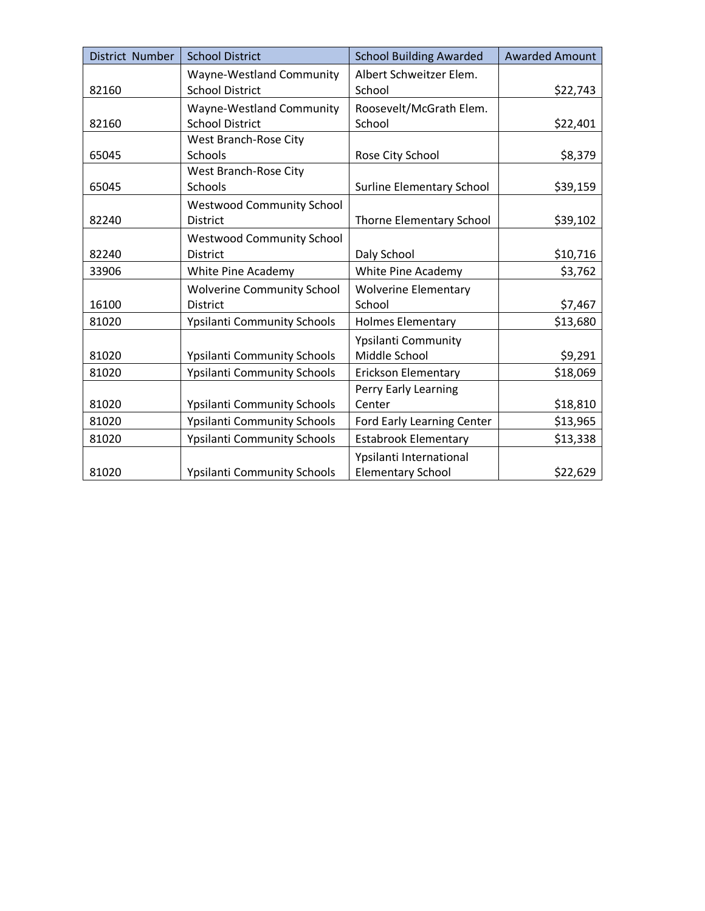| District Number | School District | School Building Awarded | Awarded Amount |
| --- | --- | --- | --- |
| 82160 | Wayne-Westland Community School District | Albert Schweitzer Elem. School | $22,743 |
| 82160 | Wayne-Westland Community School District | Roosevelt/McGrath Elem. School | $22,401 |
| 65045 | West Branch-Rose City Schools | Rose City School | $8,379 |
| 65045 | West Branch-Rose City Schools | Surline Elementary School | $39,159 |
| 82240 | Westwood Community School District | Thorne Elementary School | $39,102 |
| 82240 | Westwood Community School District | Daly School | $10,716 |
| 33906 | White Pine Academy | White Pine Academy | $3,762 |
| 16100 | Wolverine Community School District | Wolverine Elementary School | $7,467 |
| 81020 | Ypsilanti Community Schools | Holmes Elementary | $13,680 |
| 81020 | Ypsilanti Community Schools | Ypsilanti Community Middle School | $9,291 |
| 81020 | Ypsilanti Community Schools | Erickson Elementary | $18,069 |
| 81020 | Ypsilanti Community Schools | Perry Early Learning Center | $18,810 |
| 81020 | Ypsilanti Community Schools | Ford Early Learning Center | $13,965 |
| 81020 | Ypsilanti Community Schools | Estabrook Elementary | $13,338 |
| 81020 | Ypsilanti Community Schools | Ypsilanti International Elementary School | $22,629 |